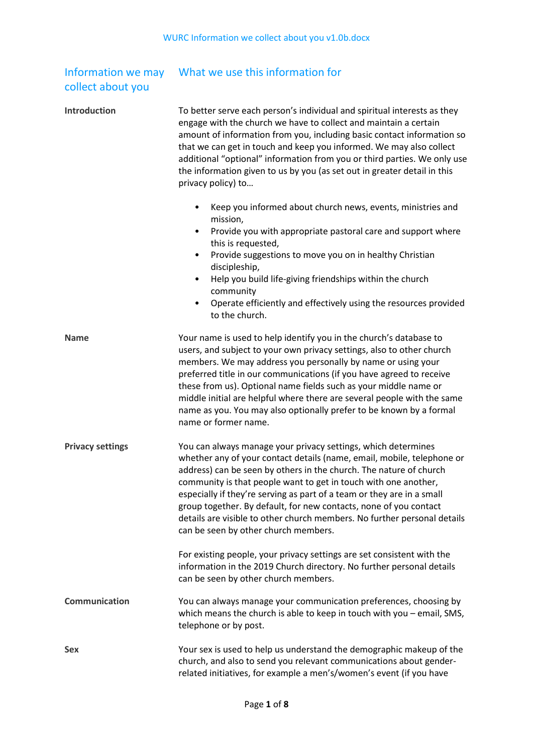| Information we may collect about you | What we use this information for |
| --- | --- |
| **Introduction** | To better serve each person's individual and spiritual interests as they engage with the church we have to collect and maintain a certain amount of information from you, including basic contact information so that we can get in touch and keep you informed. We may also collect additional "optional" information from you or third parties. We only use the information given to us by you (as set out in greater detail in this privacy policy) to…<br><br>• Keep you informed about church news, events, ministries and mission,<br>• Provide you with appropriate pastoral care and support where this is requested,<br>• Provide suggestions to move you on in healthy Christian discipleship,<br>• Help you build life-giving friendships within the church community<br>• Operate efficiently and effectively using the resources provided to the church. |
| **Name** | Your name is used to help identify you in the church's database to users, and subject to your own privacy settings, also to other church members. We may address you personally by name or using your preferred title in our communications (if you have agreed to receive these from us). Optional name fields such as your middle name or middle initial are helpful where there are several people with the same name as you. You may also optionally prefer to be known by a formal name or former name. |
| **Privacy settings** | You can always manage your privacy settings, which determines whether any of your contact details (name, email, mobile, telephone or address) can be seen by others in the church. The nature of church community is that people want to get in touch with one another, especially if they're serving as part of a team or they are in a small group together. By default, for new contacts, none of you contact details are visible to other church members. No further personal details can be seen by other church members.<br><br>For existing people, your privacy settings are set consistent with the information in the 2019 Church directory. No further personal details can be seen by other church members. |
| **Communication** | You can always manage your communication preferences, choosing by which means the church is able to keep in touch with you – email, SMS, telephone or by post. |
| **Sex** | Your sex is used to help us understand the demographic makeup of the church, and also to send you relevant communications about gender-related initiatives, for example a men's/women's event (if you have |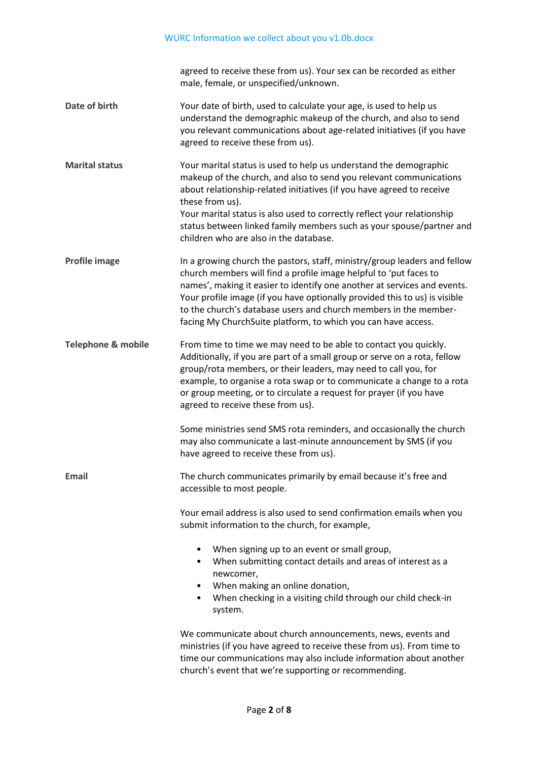agreed to receive these from us). Your sex can be recorded as either male, female, or unspecified/unknown.

**Date of birth**

Your date of birth, used to calculate your age, is used to help us understand the demographic makeup of the church, and also to send you relevant communications about age-related initiatives (if you have agreed to receive these from us).

**Marital status**

Your marital status is used to help us understand the demographic makeup of the church, and also to send you relevant communications about relationship-related initiatives (if you have agreed to receive these from us).
Your marital status is also used to correctly reflect your relationship status between linked family members such as your spouse/partner and children who are also in the database.

**Profile image**

In a growing church the pastors, staff, ministry/group leaders and fellow church members will find a profile image helpful to 'put faces to names', making it easier to identify one another at services and events. Your profile image (if you have optionally provided this to us) is visible to the church's database users and church members in the member-facing My ChurchSuite platform, to which you can have access.

**Telephone & mobile**

From time to time we may need to be able to contact you quickly. Additionally, if you are part of a small group or serve on a rota, fellow group/rota members, or their leaders, may need to call you, for example, to organise a rota swap or to communicate a change to a rota or group meeting, or to circulate a request for prayer (if you have agreed to receive these from us).

Some ministries send SMS rota reminders, and occasionally the church may also communicate a last-minute announcement by SMS (if you have agreed to receive these from us).

**Email**

The church communicates primarily by email because it's free and accessible to most people.

Your email address is also used to send confirmation emails when you submit information to the church, for example,

- When signing up to an event or small group,
- When submitting contact details and areas of interest as a newcomer,
- When making an online donation,
- When checking in a visiting child through our child check-in system.

We communicate about church announcements, news, events and ministries (if you have agreed to receive these from us). From time to time our communications may also include information about another church's event that we're supporting or recommending.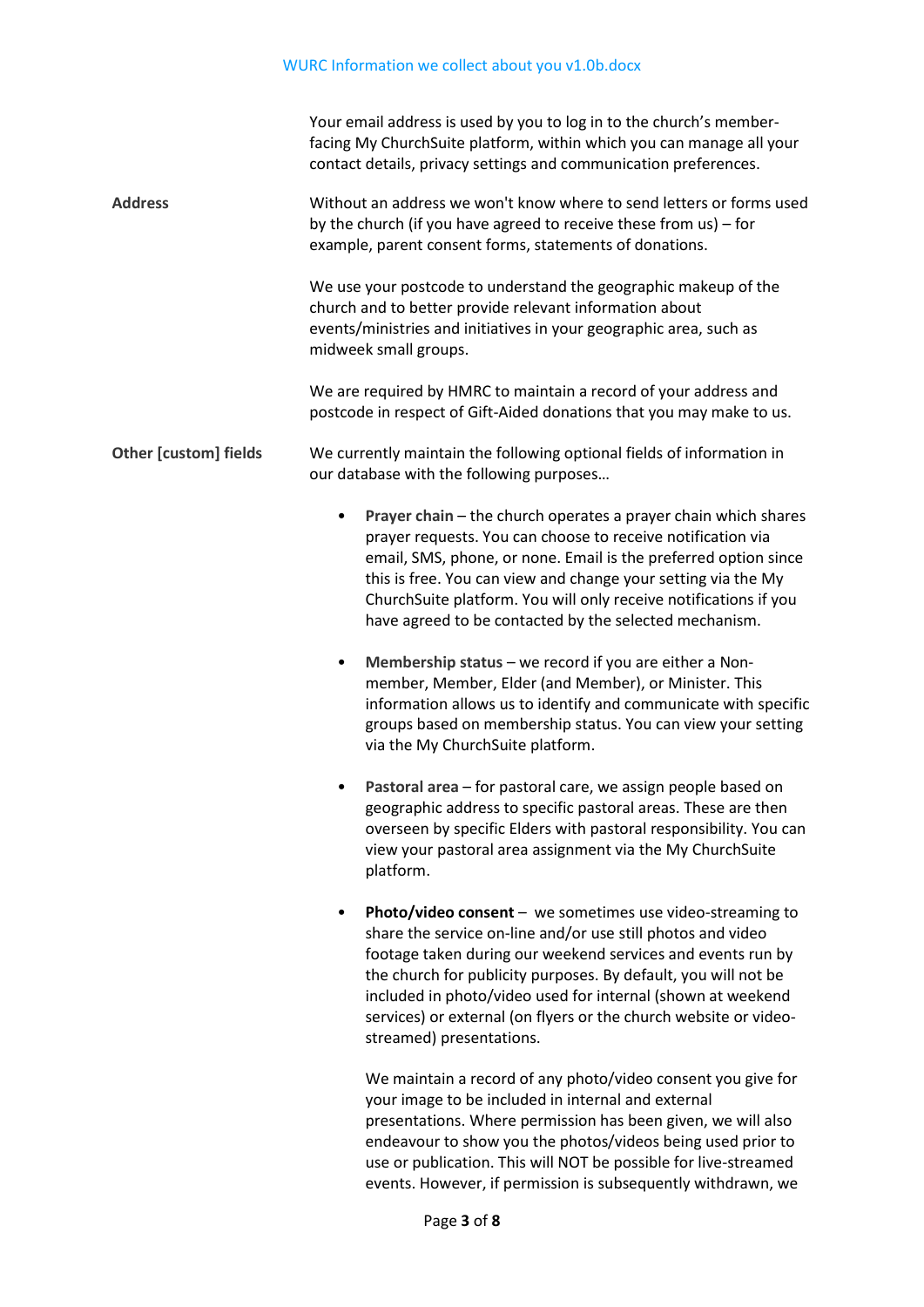Your email address is used by you to log in to the church's member-facing My ChurchSuite platform, within which you can manage all your contact details, privacy settings and communication preferences.

**Address**

Without an address we won't know where to send letters or forms used by the church (if you have agreed to receive these from us) – for example, parent consent forms, statements of donations.

We use your postcode to understand the geographic makeup of the church and to better provide relevant information about events/ministries and initiatives in your geographic area, such as midweek small groups.

We are required by HMRC to maintain a record of your address and postcode in respect of Gift-Aided donations that you may make to us.

**Other [custom] fields**

We currently maintain the following optional fields of information in our database with the following purposes…

- **Prayer chain** – the church operates a prayer chain which shares prayer requests. You can choose to receive notification via email, SMS, phone, or none. Email is the preferred option since this is free. You can view and change your setting via the My ChurchSuite platform. You will only receive notifications if you have agreed to be contacted by the selected mechanism.

- **Membership status** – we record if you are either a Non-member, Member, Elder (and Member), or Minister. This information allows us to identify and communicate with specific groups based on membership status. You can view your setting via the My ChurchSuite platform.

- **Pastoral area** – for pastoral care, we assign people based on geographic address to specific pastoral areas. These are then overseen by specific Elders with pastoral responsibility. You can view your pastoral area assignment via the My ChurchSuite platform.

- **Photo/video consent** – we sometimes use video-streaming to share the service on-line and/or use still photos and video footage taken during our weekend services and events run by the church for publicity purposes. By default, you will not be included in photo/video used for internal (shown at weekend services) or external (on flyers or the church website or video-streamed) presentations.

  We maintain a record of any photo/video consent you give for your image to be included in internal and external presentations. Where permission has been given, we will also endeavour to show you the photos/videos being used prior to use or publication. This will NOT be possible for live-streamed events. However, if permission is subsequently withdrawn, we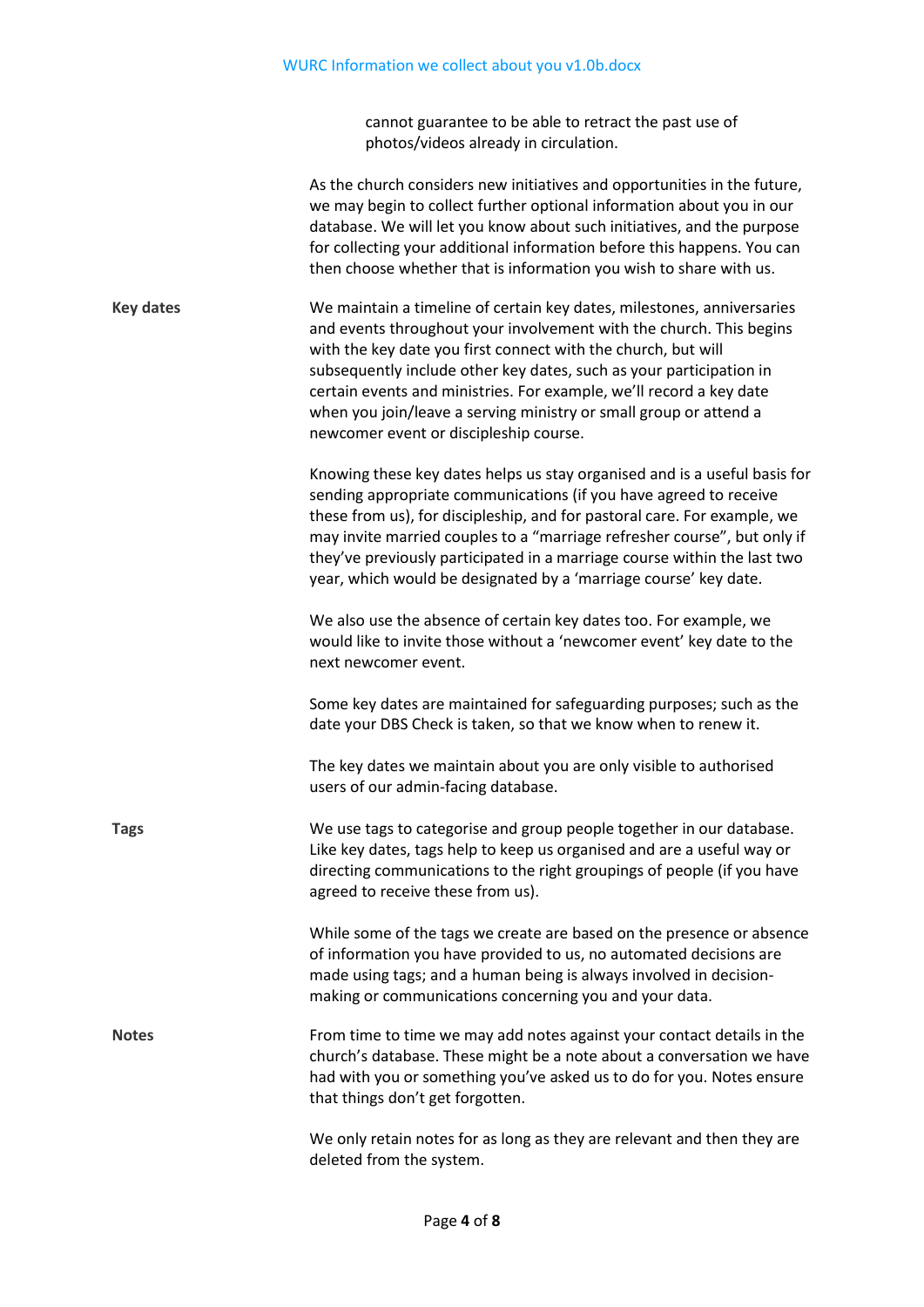cannot guarantee to be able to retract the past use of photos/videos already in circulation.

As the church considers new initiatives and opportunities in the future, we may begin to collect further optional information about you in our database. We will let you know about such initiatives, and the purpose for collecting your additional information before this happens. You can then choose whether that is information you wish to share with us.

**Key dates**

We maintain a timeline of certain key dates, milestones, anniversaries and events throughout your involvement with the church. This begins with the key date you first connect with the church, but will subsequently include other key dates, such as your participation in certain events and ministries. For example, we'll record a key date when you join/leave a serving ministry or small group or attend a newcomer event or discipleship course.

Knowing these key dates helps us stay organised and is a useful basis for sending appropriate communications (if you have agreed to receive these from us), for discipleship, and for pastoral care. For example, we may invite married couples to a "marriage refresher course", but only if they've previously participated in a marriage course within the last two year, which would be designated by a 'marriage course' key date.

We also use the absence of certain key dates too. For example, we would like to invite those without a 'newcomer event' key date to the next newcomer event.

Some key dates are maintained for safeguarding purposes; such as the date your DBS Check is taken, so that we know when to renew it.

The key dates we maintain about you are only visible to authorised users of our admin-facing database.

**Tags**

We use tags to categorise and group people together in our database. Like key dates, tags help to keep us organised and are a useful way or directing communications to the right groupings of people (if you have agreed to receive these from us).

While some of the tags we create are based on the presence or absence of information you have provided to us, no automated decisions are made using tags; and a human being is always involved in decision-making or communications concerning you and your data.

**Notes**

From time to time we may add notes against your contact details in the church's database. These might be a note about a conversation we have had with you or something you've asked us to do for you. Notes ensure that things don't get forgotten.

We only retain notes for as long as they are relevant and then they are deleted from the system.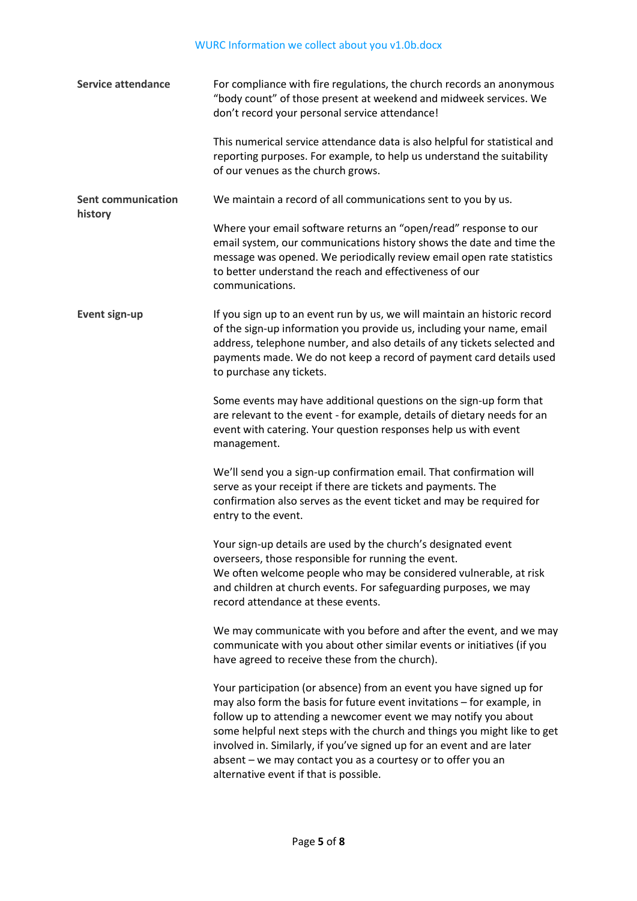**Service attendance**

For compliance with fire regulations, the church records an anonymous "body count" of those present at weekend and midweek services. We don't record your personal service attendance!

This numerical service attendance data is also helpful for statistical and reporting purposes. For example, to help us understand the suitability of our venues as the church grows.

**Sent communication history**

We maintain a record of all communications sent to you by us.

Where your email software returns an "open/read" response to our email system, our communications history shows the date and time the message was opened. We periodically review email open rate statistics to better understand the reach and effectiveness of our communications.

**Event sign-up**

If you sign up to an event run by us, we will maintain an historic record of the sign-up information you provide us, including your name, email address, telephone number, and also details of any tickets selected and payments made. We do not keep a record of payment card details used to purchase any tickets.

Some events may have additional questions on the sign-up form that are relevant to the event - for example, details of dietary needs for an event with catering. Your question responses help us with event management.

We'll send you a sign-up confirmation email. That confirmation will serve as your receipt if there are tickets and payments. The confirmation also serves as the event ticket and may be required for entry to the event.

Your sign-up details are used by the church's designated event overseers, those responsible for running the event.
We often welcome people who may be considered vulnerable, at risk and children at church events. For safeguarding purposes, we may record attendance at these events.

We may communicate with you before and after the event, and we may communicate with you about other similar events or initiatives (if you have agreed to receive these from the church).

Your participation (or absence) from an event you have signed up for may also form the basis for future event invitations – for example, in follow up to attending a newcomer event we may notify you about some helpful next steps with the church and things you might like to get involved in. Similarly, if you've signed up for an event and are later absent – we may contact you as a courtesy or to offer you an alternative event if that is possible.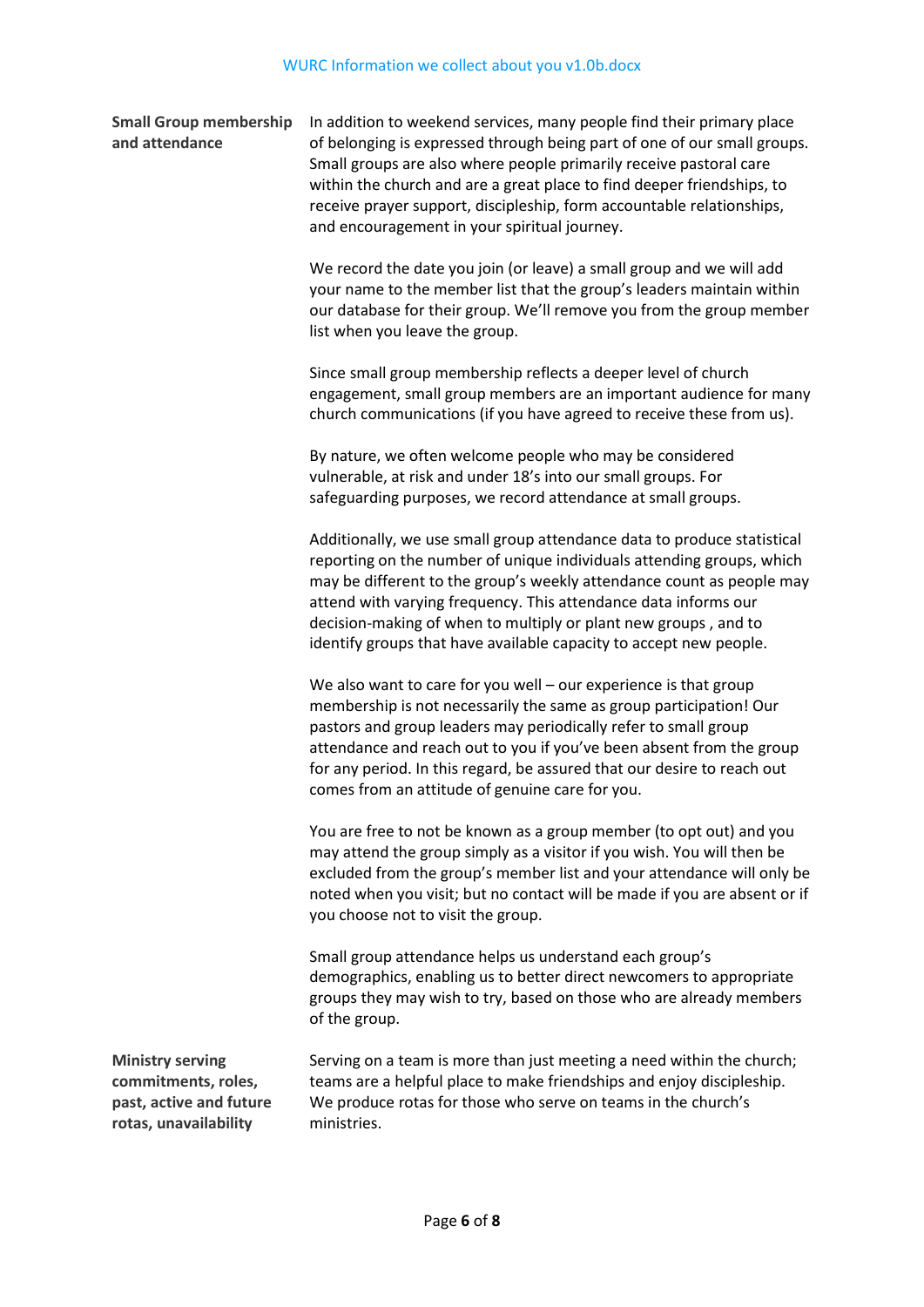| | |
|---|---|
| **Small Group membership and attendance** | In addition to weekend services, many people find their primary place of belonging is expressed through being part of one of our small groups. Small groups are also where people primarily receive pastoral care within the church and are a great place to find deeper friendships, to receive prayer support, discipleship, form accountable relationships, and encouragement in your spiritual journey.<br><br>We record the date you join (or leave) a small group and we will add your name to the member list that the group's leaders maintain within our database for their group. We'll remove you from the group member list when you leave the group.<br><br>Since small group membership reflects a deeper level of church engagement, small group members are an important audience for many church communications (if you have agreed to receive these from us).<br><br>By nature, we often welcome people who may be considered vulnerable, at risk and under 18's into our small groups. For safeguarding purposes, we record attendance at small groups.<br><br>Additionally, we use small group attendance data to produce statistical reporting on the number of unique individuals attending groups, which may be different to the group's weekly attendance count as people may attend with varying frequency. This attendance data informs our decision-making of when to multiply or plant new groups , and to identify groups that have available capacity to accept new people.<br><br>We also want to care for you well – our experience is that group membership is not necessarily the same as group participation! Our pastors and group leaders may periodically refer to small group attendance and reach out to you if you've been absent from the group for any period. In this regard, be assured that our desire to reach out comes from an attitude of genuine care for you.<br><br>You are free to not be known as a group member (to opt out) and you may attend the group simply as a visitor if you wish. You will then be excluded from the group's member list and your attendance will only be noted when you visit; but no contact will be made if you are absent or if you choose not to visit the group.<br><br>Small group attendance helps us understand each group's demographics, enabling us to better direct newcomers to appropriate groups they may wish to try, based on those who are already members of the group. |
| **Ministry serving commitments, roles, past, active and future rotas, unavailability** | Serving on a team is more than just meeting a need within the church; teams are a helpful place to make friendships and enjoy discipleship. We produce rotas for those who serve on teams in the church's ministries. |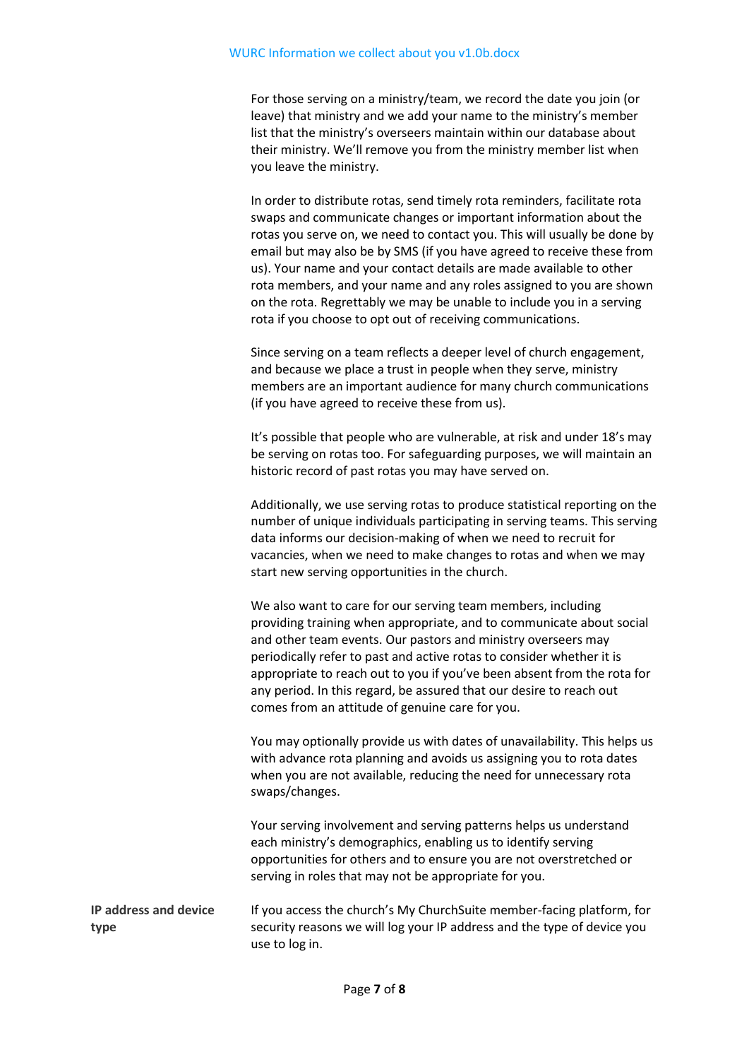For those serving on a ministry/team, we record the date you join (or leave) that ministry and we add your name to the ministry's member list that the ministry's overseers maintain within our database about their ministry. We'll remove you from the ministry member list when you leave the ministry.

In order to distribute rotas, send timely rota reminders, facilitate rota swaps and communicate changes or important information about the rotas you serve on, we need to contact you. This will usually be done by email but may also be by SMS (if you have agreed to receive these from us). Your name and your contact details are made available to other rota members, and your name and any roles assigned to you are shown on the rota. Regrettably we may be unable to include you in a serving rota if you choose to opt out of receiving communications.

Since serving on a team reflects a deeper level of church engagement, and because we place a trust in people when they serve, ministry members are an important audience for many church communications (if you have agreed to receive these from us).

It's possible that people who are vulnerable, at risk and under 18's may be serving on rotas too. For safeguarding purposes, we will maintain an historic record of past rotas you may have served on.

Additionally, we use serving rotas to produce statistical reporting on the number of unique individuals participating in serving teams. This serving data informs our decision-making of when we need to recruit for vacancies, when we need to make changes to rotas and when we may start new serving opportunities in the church.

We also want to care for our serving team members, including providing training when appropriate, and to communicate about social and other team events. Our pastors and ministry overseers may periodically refer to past and active rotas to consider whether it is appropriate to reach out to you if you've been absent from the rota for any period. In this regard, be assured that our desire to reach out comes from an attitude of genuine care for you.

You may optionally provide us with dates of unavailability. This helps us with advance rota planning and avoids us assigning you to rota dates when you are not available, reducing the need for unnecessary rota swaps/changes.

Your serving involvement and serving patterns helps us understand each ministry's demographics, enabling us to identify serving opportunities for others and to ensure you are not overstretched or serving in roles that may not be appropriate for you.

**IP address and device type**

If you access the church's My ChurchSuite member-facing platform, for security reasons we will log your IP address and the type of device you use to log in.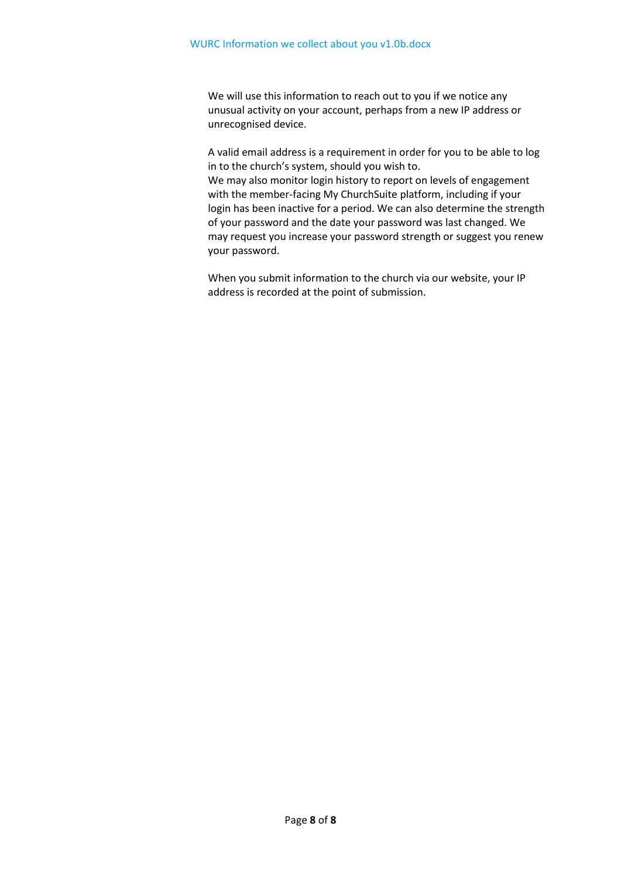We will use this information to reach out to you if we notice any unusual activity on your account, perhaps from a new IP address or unrecognised device.

A valid email address is a requirement in order for you to be able to log in to the church's system, should you wish to.
We may also monitor login history to report on levels of engagement with the member-facing My ChurchSuite platform, including if your login has been inactive for a period. We can also determine the strength of your password and the date your password was last changed. We may request you increase your password strength or suggest you renew your password.

When you submit information to the church via our website, your IP address is recorded at the point of submission.